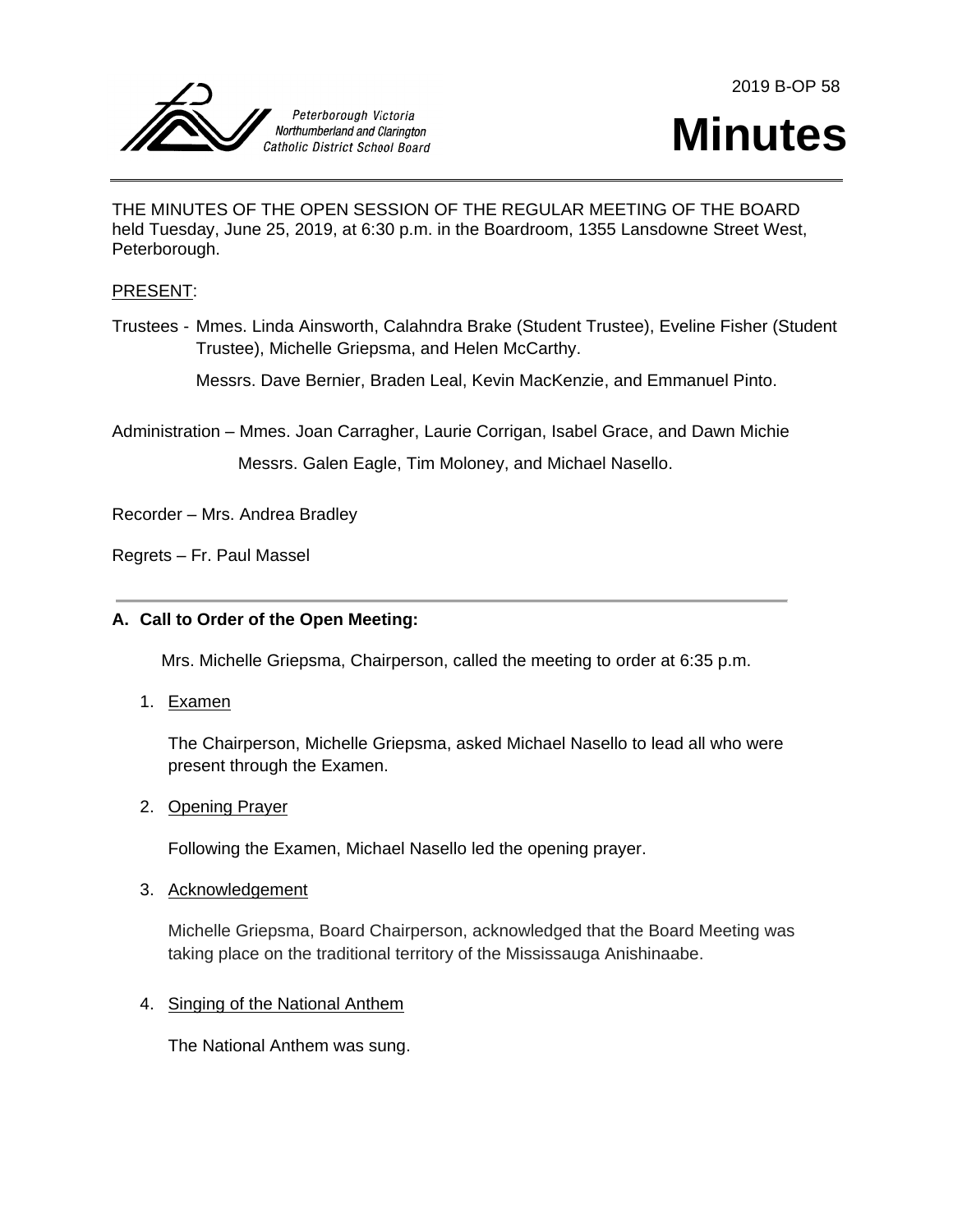Peterborough Victoria Northumberland and Clarington Catholic District School Board

2019 B-OP 58

# Minutes

THE MINUTES OF THE OPEN SESSION OF THE REGULAR MEETING OF THE BOARD held Tuesday, June 25, 2019, at 6:30 p.m. in the Boardroom, 1355 Lansdowne Street West, Peterborough.

PRESENT:

Trustees - Mmes. Linda Ainsworth, Calahndra Brake (Student Trustee), Eveline Fisher (Student Trustee), Michelle Griepsma, and Helen McCarthy.

Messrs. Dave Bernier, Braden Leal, Kevin MacKenzie, and Emmanuel Pinto.

Administration – Mmes. Joan Carragher, Laurie Corrigan, Isabel Grace, and Dawn Michie

Messrs. Galen Eagle, Tim Moloney, and Michael Nasello.

Recorder – Mrs. Andrea Bradley

Regrets – Fr. Paul Massel

---

**A. Call to Order of the Open Meeting:**

Mrs. Michelle Griepsma, Chairperson, called the meeting to order at 6:35 p.m.

1. Examen

   The Chairperson, Michelle Griepsma, asked Michael Nasello to lead all who were present through the Examen.

2. Opening Prayer

   Following the Examen, Michael Nasello led the opening prayer.

3. Acknowledgement

   Michelle Griepsma, Board Chairperson, acknowledged that the Board Meeting was taking place on the traditional territory of the Mississauga Anishinaabe.

4. Singing of the National Anthem

   The National Anthem was sung.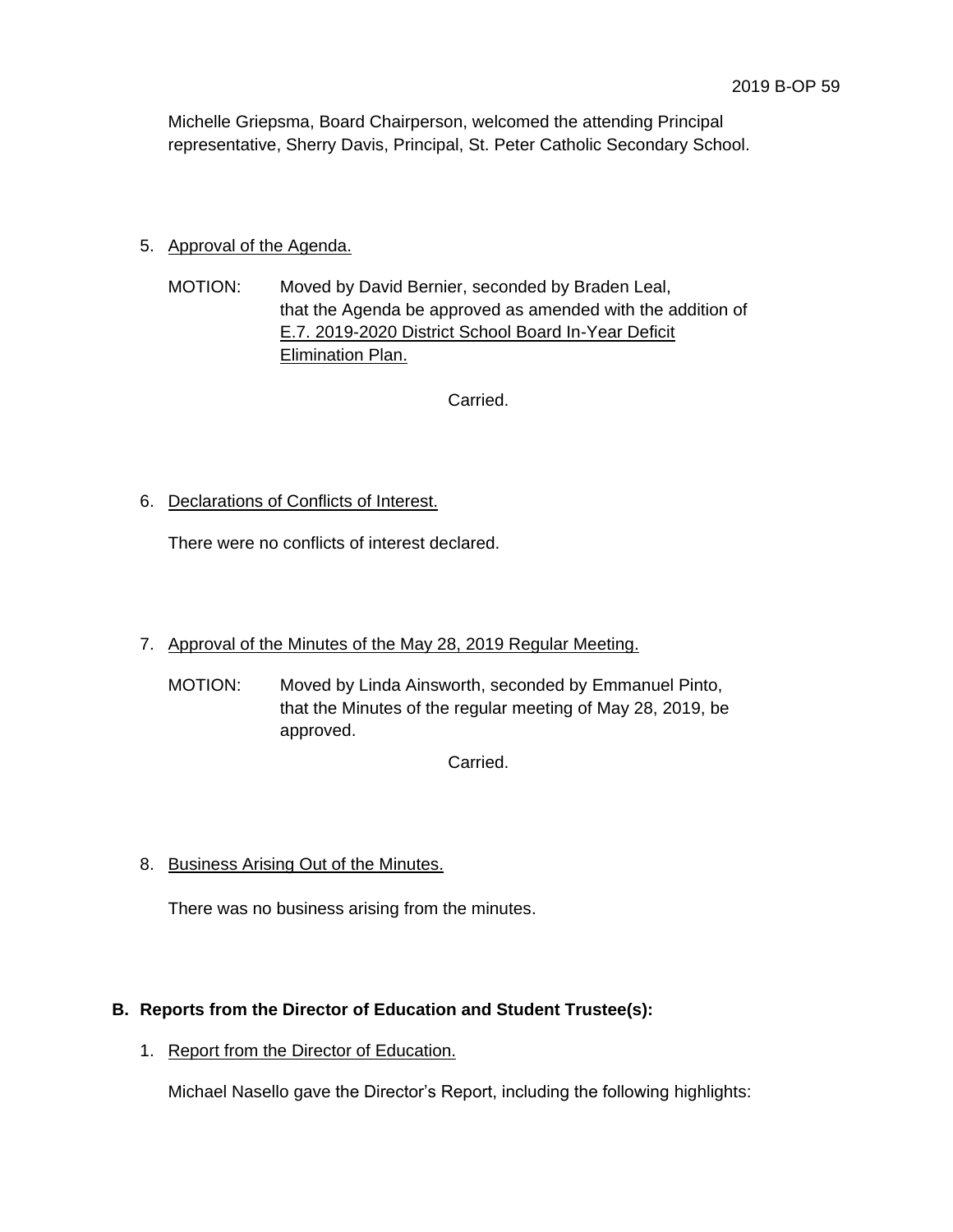Michelle Griepsma, Board Chairperson, welcomed the attending Principal representative, Sherry Davis, Principal, St. Peter Catholic Secondary School.

5. Approval of the Agenda.

   MOTION: Moved by David Bernier, seconded by Braden Leal, that the Agenda be approved as amended with the addition of E.7. 2019-2020 District School Board In-Year Deficit Elimination Plan.

   Carried.

6. Declarations of Conflicts of Interest.

   There were no conflicts of interest declared.

7. Approval of the Minutes of the May 28, 2019 Regular Meeting.

   MOTION: Moved by Linda Ainsworth, seconded by Emmanuel Pinto, that the Minutes of the regular meeting of May 28, 2019, be approved.

   Carried.

8. Business Arising Out of the Minutes.

   There was no business arising from the minutes.

**B. Reports from the Director of Education and Student Trustee(s):**

1. Report from the Director of Education.

   Michael Nasello gave the Director's Report, including the following highlights: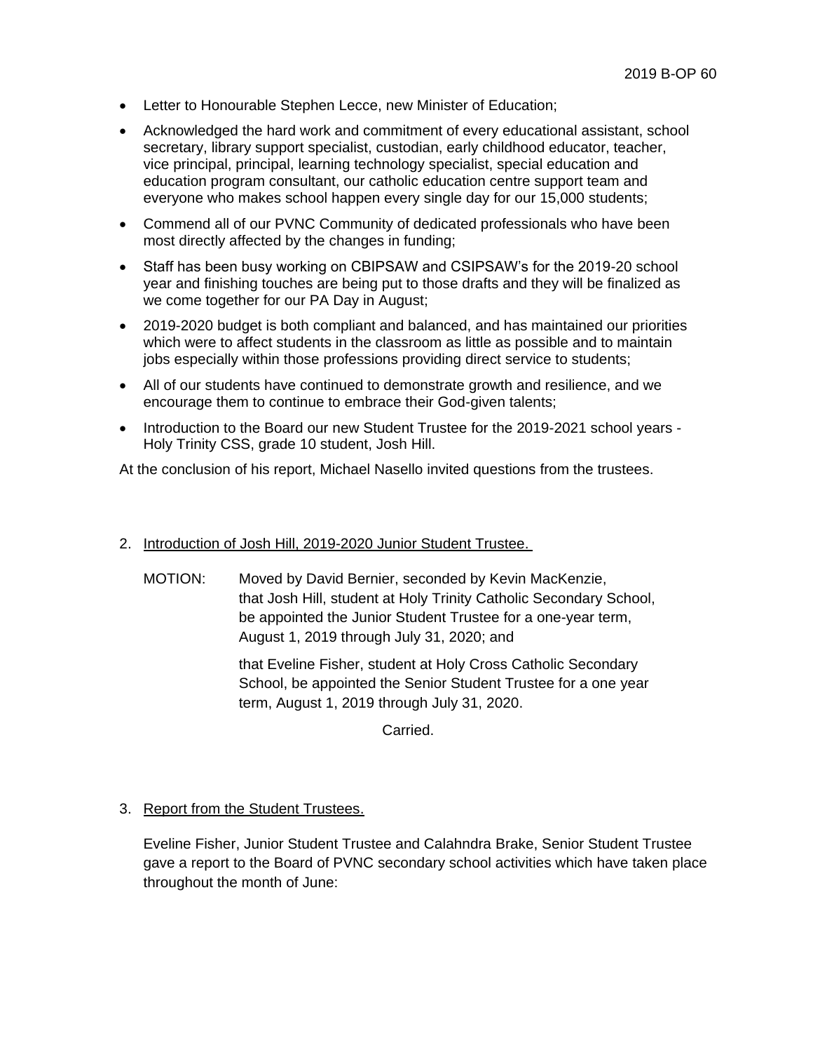- Letter to Honourable Stephen Lecce, new Minister of Education;
- Acknowledged the hard work and commitment of every educational assistant, school secretary, library support specialist, custodian, early childhood educator, teacher, vice principal, principal, learning technology specialist, special education and education program consultant, our catholic education centre support team and everyone who makes school happen every single day for our 15,000 students;
- Commend all of our PVNC Community of dedicated professionals who have been most directly affected by the changes in funding;
- Staff has been busy working on CBIPSAW and CSIPSAW's for the 2019-20 school year and finishing touches are being put to those drafts and they will be finalized as we come together for our PA Day in August;
- 2019-2020 budget is both compliant and balanced, and has maintained our priorities which were to affect students in the classroom as little as possible and to maintain jobs especially within those professions providing direct service to students;
- All of our students have continued to demonstrate growth and resilience, and we encourage them to continue to embrace their God-given talents;
- Introduction to the Board our new Student Trustee for the 2019-2021 school years - Holy Trinity CSS, grade 10 student, Josh Hill.

At the conclusion of his report, Michael Nasello invited questions from the trustees.

2. Introduction of Josh Hill, 2019-2020 Junior Student Trustee.

MOTION: Moved by David Bernier, seconded by Kevin MacKenzie, that Josh Hill, student at Holy Trinity Catholic Secondary School, be appointed the Junior Student Trustee for a one-year term, August 1, 2019 through July 31, 2020; and

that Eveline Fisher, student at Holy Cross Catholic Secondary School, be appointed the Senior Student Trustee for a one year term, August 1, 2019 through July 31, 2020.

Carried.

3. Report from the Student Trustees.

Eveline Fisher, Junior Student Trustee and Calahndra Brake, Senior Student Trustee gave a report to the Board of PVNC secondary school activities which have taken place throughout the month of June: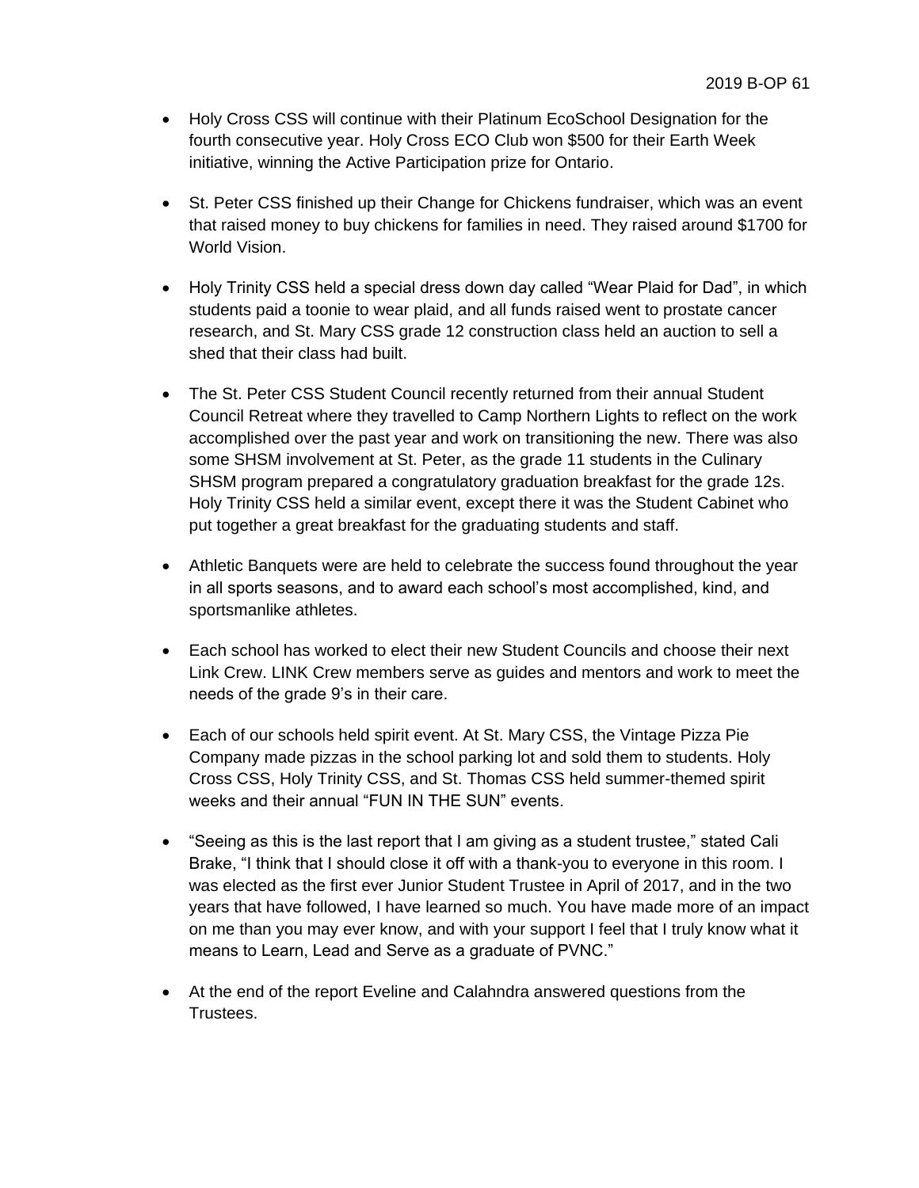- Holy Cross CSS will continue with their Platinum EcoSchool Designation for the fourth consecutive year. Holy Cross ECO Club won $500 for their Earth Week initiative, winning the Active Participation prize for Ontario.

- St. Peter CSS finished up their Change for Chickens fundraiser, which was an event that raised money to buy chickens for families in need. They raised around $1700 for World Vision.

- Holy Trinity CSS held a special dress down day called “Wear Plaid for Dad”, in which students paid a toonie to wear plaid, and all funds raised went to prostate cancer research, and St. Mary CSS grade 12 construction class held an auction to sell a shed that their class had built.

- The St. Peter CSS Student Council recently returned from their annual Student Council Retreat where they travelled to Camp Northern Lights to reflect on the work accomplished over the past year and work on transitioning the new. There was also some SHSM involvement at St. Peter, as the grade 11 students in the Culinary SHSM program prepared a congratulatory graduation breakfast for the grade 12s. Holy Trinity CSS held a similar event, except there it was the Student Cabinet who put together a great breakfast for the graduating students and staff.

- Athletic Banquets were are held to celebrate the success found throughout the year in all sports seasons, and to award each school’s most accomplished, kind, and sportsmanlike athletes.

- Each school has worked to elect their new Student Councils and choose their next Link Crew. LINK Crew members serve as guides and mentors and work to meet the needs of the grade 9’s in their care.

- Each of our schools held spirit event. At St. Mary CSS, the Vintage Pizza Pie Company made pizzas in the school parking lot and sold them to students. Holy Cross CSS, Holy Trinity CSS, and St. Thomas CSS held summer-themed spirit weeks and their annual “FUN IN THE SUN” events.

- “Seeing as this is the last report that I am giving as a student trustee,” stated Cali Brake, “I think that I should close it off with a thank-you to everyone in this room. I was elected as the first ever Junior Student Trustee in April of 2017, and in the two years that have followed, I have learned so much. You have made more of an impact on me than you may ever know, and with your support I feel that I truly know what it means to Learn, Lead and Serve as a graduate of PVNC.”

- At the end of the report Eveline and Calahndra answered questions from the Trustees.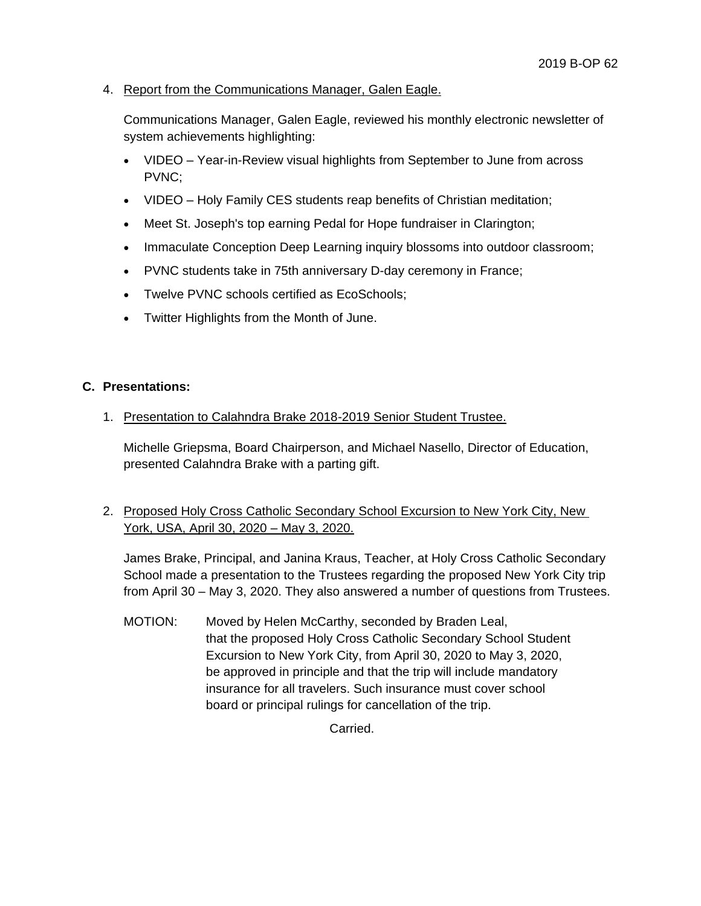4. Report from the Communications Manager, Galen Eagle.

   Communications Manager, Galen Eagle, reviewed his monthly electronic newsletter of system achievements highlighting:

   - VIDEO – Year-in-Review visual highlights from September to June from across PVNC;
   - VIDEO – Holy Family CES students reap benefits of Christian meditation;
   - Meet St. Joseph's top earning Pedal for Hope fundraiser in Clarington;
   - Immaculate Conception Deep Learning inquiry blossoms into outdoor classroom;
   - PVNC students take in 75th anniversary D-day ceremony in France;
   - Twelve PVNC schools certified as EcoSchools;
   - Twitter Highlights from the Month of June.

## C. Presentations:

1. Presentation to Calahndra Brake 2018-2019 Senior Student Trustee.

   Michelle Griepsma, Board Chairperson, and Michael Nasello, Director of Education, presented Calahndra Brake with a parting gift.

2. Proposed Holy Cross Catholic Secondary School Excursion to New York City, New York, USA, April 30, 2020 – May 3, 2020.

   James Brake, Principal, and Janina Kraus, Teacher, at Holy Cross Catholic Secondary School made a presentation to the Trustees regarding the proposed New York City trip from April 30 – May 3, 2020. They also answered a number of questions from Trustees.

   MOTION: Moved by Helen McCarthy, seconded by Braden Leal, that the proposed Holy Cross Catholic Secondary School Student Excursion to New York City, from April 30, 2020 to May 3, 2020, be approved in principle and that the trip will include mandatory insurance for all travelers. Such insurance must cover school board or principal rulings for cancellation of the trip.

   Carried.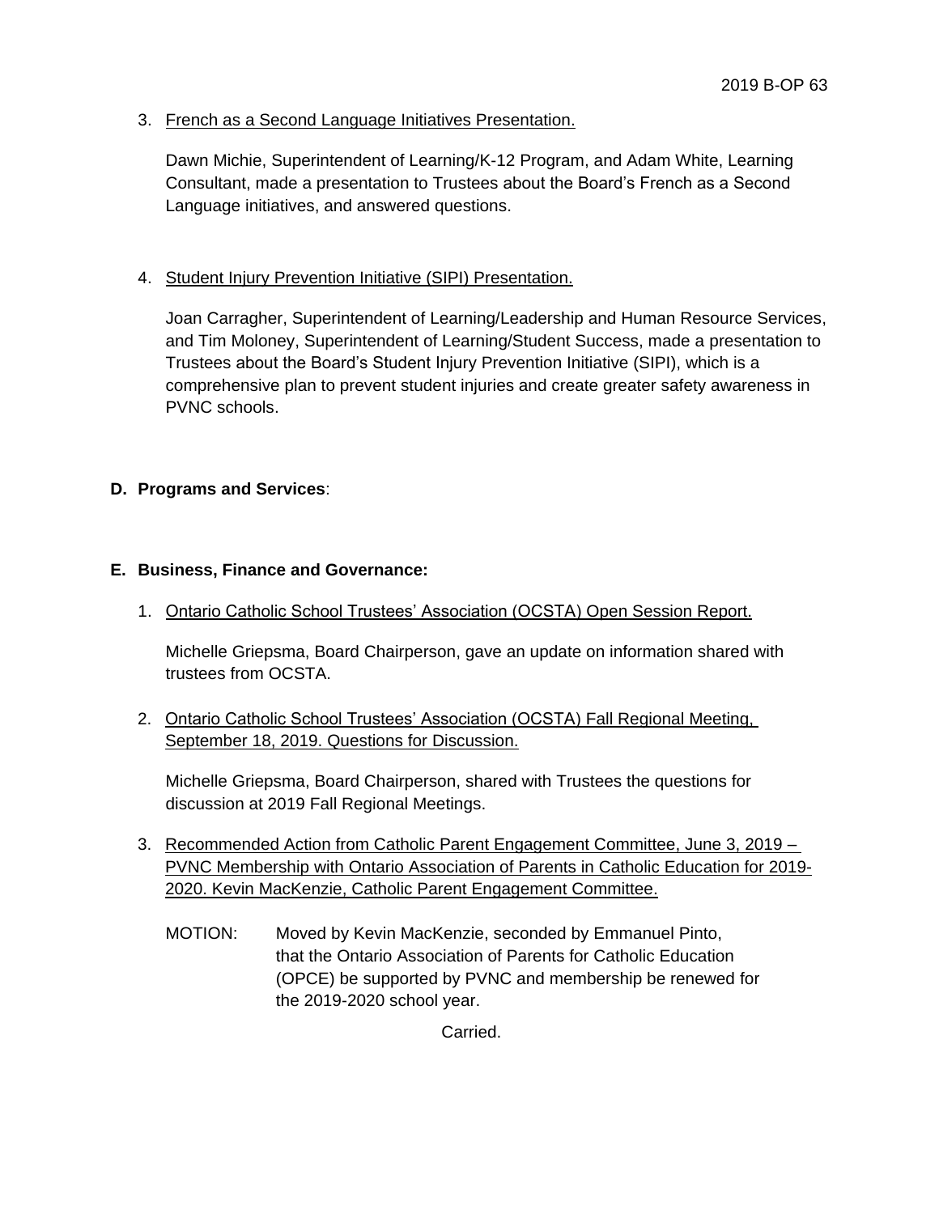3. French as a Second Language Initiatives Presentation.

   Dawn Michie, Superintendent of Learning/K-12 Program, and Adam White, Learning Consultant, made a presentation to Trustees about the Board's French as a Second Language initiatives, and answered questions.

4. Student Injury Prevention Initiative (SIPI) Presentation.

   Joan Carragher, Superintendent of Learning/Leadership and Human Resource Services, and Tim Moloney, Superintendent of Learning/Student Success, made a presentation to Trustees about the Board's Student Injury Prevention Initiative (SIPI), which is a comprehensive plan to prevent student injuries and create greater safety awareness in PVNC schools.

**D. Programs and Services**:

**E. Business, Finance and Governance:**

1. Ontario Catholic School Trustees' Association (OCSTA) Open Session Report.

   Michelle Griepsma, Board Chairperson, gave an update on information shared with trustees from OCSTA.

2. Ontario Catholic School Trustees' Association (OCSTA) Fall Regional Meeting, September 18, 2019. Questions for Discussion.

   Michelle Griepsma, Board Chairperson, shared with Trustees the questions for discussion at 2019 Fall Regional Meetings.

3. Recommended Action from Catholic Parent Engagement Committee, June 3, 2019 – PVNC Membership with Ontario Association of Parents in Catholic Education for 2019-2020. Kevin MacKenzie, Catholic Parent Engagement Committee.

   MOTION: Moved by Kevin MacKenzie, seconded by Emmanuel Pinto, that the Ontario Association of Parents for Catholic Education (OPCE) be supported by PVNC and membership be renewed for the 2019-2020 school year.

   Carried.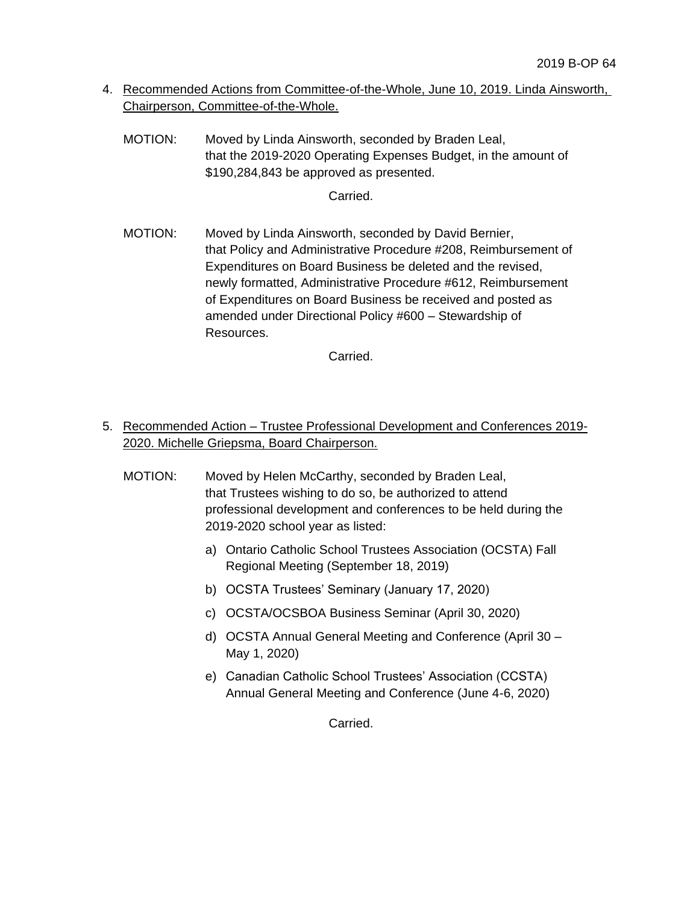4. Recommended Actions from Committee-of-the-Whole, June 10, 2019. Linda Ainsworth, Chairperson, Committee-of-the-Whole.

   MOTION: Moved by Linda Ainsworth, seconded by Braden Leal, that the 2019-2020 Operating Expenses Budget, in the amount of $190,284,843 be approved as presented.

   Carried.

   MOTION: Moved by Linda Ainsworth, seconded by David Bernier, that Policy and Administrative Procedure #208, Reimbursement of Expenditures on Board Business be deleted and the revised, newly formatted, Administrative Procedure #612, Reimbursement of Expenditures on Board Business be received and posted as amended under Directional Policy #600 – Stewardship of Resources.

   Carried.

5. Recommended Action – Trustee Professional Development and Conferences 2019-2020. Michelle Griepsma, Board Chairperson.

   MOTION: Moved by Helen McCarthy, seconded by Braden Leal, that Trustees wishing to do so, be authorized to attend professional development and conferences to be held during the 2019-2020 school year as listed:

   a) Ontario Catholic School Trustees Association (OCSTA) Fall Regional Meeting (September 18, 2019)
   b) OCSTA Trustees' Seminary (January 17, 2020)
   c) OCSTA/OCSBOA Business Seminar (April 30, 2020)
   d) OCSTA Annual General Meeting and Conference (April 30 – May 1, 2020)
   e) Canadian Catholic School Trustees' Association (CCSTA) Annual General Meeting and Conference (June 4-6, 2020)

   Carried.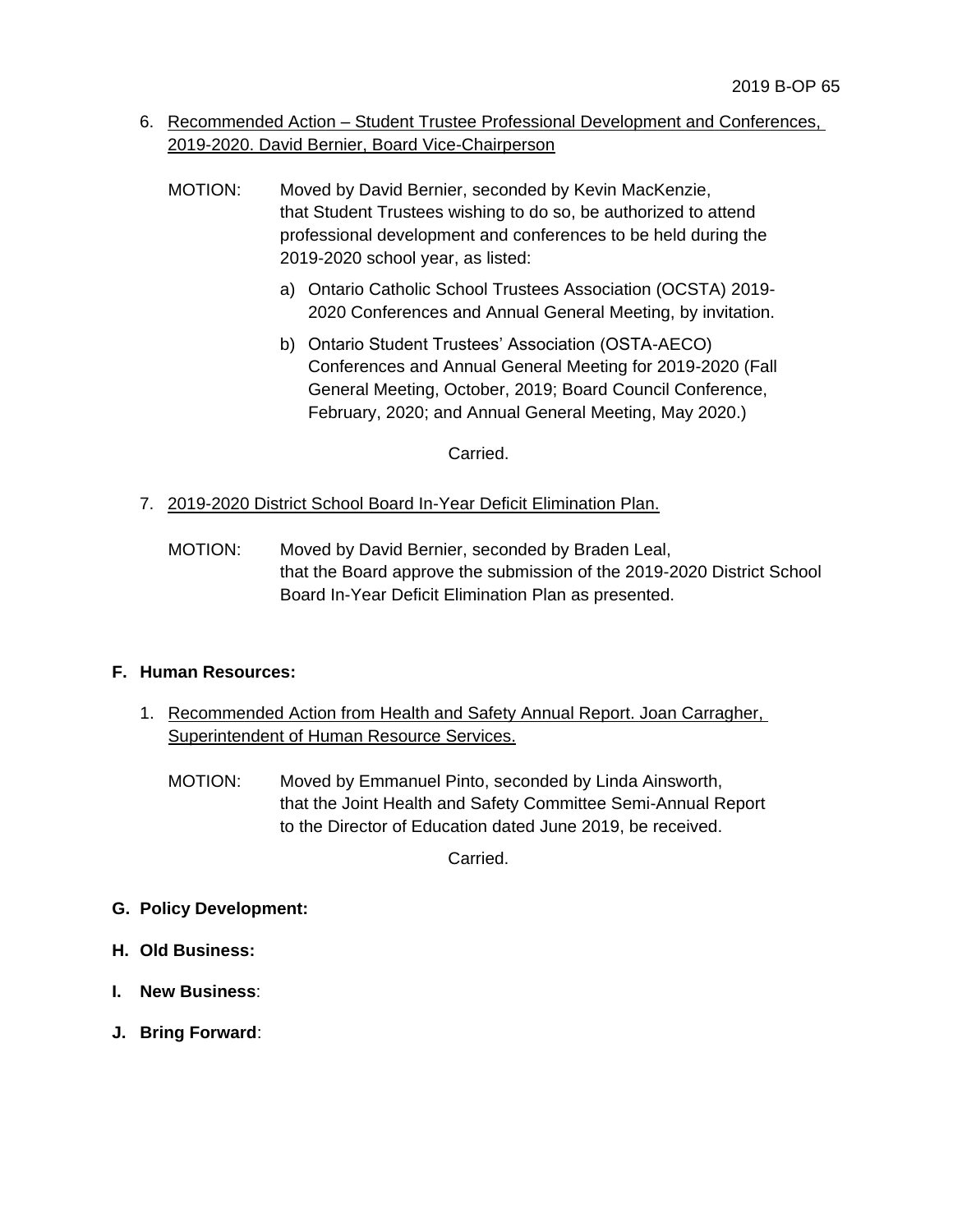6. <u>Recommended Action – Student Trustee Professional Development and Conferences, 2019-2020. David Bernier, Board Vice-Chairperson</u>

   MOTION: Moved by David Bernier, seconded by Kevin MacKenzie, that Student Trustees wishing to do so, be authorized to attend professional development and conferences to be held during the 2019-2020 school year, as listed:

   a) Ontario Catholic School Trustees Association (OCSTA) 2019-2020 Conferences and Annual General Meeting, by invitation.

   b) Ontario Student Trustees' Association (OSTA-AECO) Conferences and Annual General Meeting for 2019-2020 (Fall General Meeting, October, 2019; Board Council Conference, February, 2020; and Annual General Meeting, May 2020.)

   Carried.

7. <u>2019-2020 District School Board In-Year Deficit Elimination Plan.</u>

   MOTION: Moved by David Bernier, seconded by Braden Leal, that the Board approve the submission of the 2019-2020 District School Board In-Year Deficit Elimination Plan as presented.

**F. Human Resources:**

1. <u>Recommended Action from Health and Safety Annual Report. Joan Carragher, Superintendent of Human Resource Services.</u>

   MOTION: Moved by Emmanuel Pinto, seconded by Linda Ainsworth, that the Joint Health and Safety Committee Semi-Annual Report to the Director of Education dated June 2019, be received.

   Carried.

**G. Policy Development:**

**H. Old Business:**

**I. New Business**:

**J. Bring Forward**: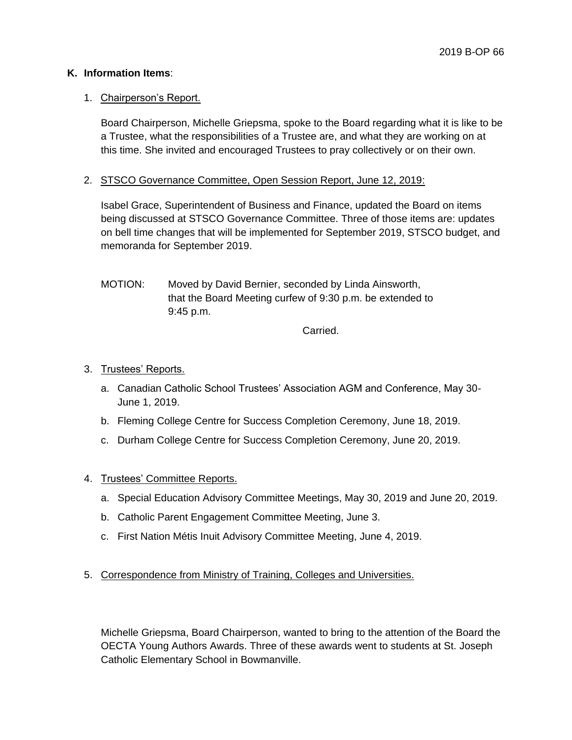**K. Information Items**:

1. Chairperson's Report.

   Board Chairperson, Michelle Griepsma, spoke to the Board regarding what it is like to be a Trustee, what the responsibilities of a Trustee are, and what they are working on at this time. She invited and encouraged Trustees to pray collectively or on their own.

2. STSCO Governance Committee, Open Session Report, June 12, 2019:

   Isabel Grace, Superintendent of Business and Finance, updated the Board on items being discussed at STSCO Governance Committee. Three of those items are: updates on bell time changes that will be implemented for September 2019, STSCO budget, and memoranda for September 2019.

   MOTION: Moved by David Bernier, seconded by Linda Ainsworth, that the Board Meeting curfew of 9:30 p.m. be extended to 9:45 p.m.

   Carried.

3. Trustees' Reports.

   a. Canadian Catholic School Trustees' Association AGM and Conference, May 30-June 1, 2019.
   b. Fleming College Centre for Success Completion Ceremony, June 18, 2019.
   c. Durham College Centre for Success Completion Ceremony, June 20, 2019.

4. Trustees' Committee Reports.

   a. Special Education Advisory Committee Meetings, May 30, 2019 and June 20, 2019.
   b. Catholic Parent Engagement Committee Meeting, June 3.
   c. First Nation Métis Inuit Advisory Committee Meeting, June 4, 2019.

5. Correspondence from Ministry of Training, Colleges and Universities.

   Michelle Griepsma, Board Chairperson, wanted to bring to the attention of the Board the OECTA Young Authors Awards. Three of these awards went to students at St. Joseph Catholic Elementary School in Bowmanville.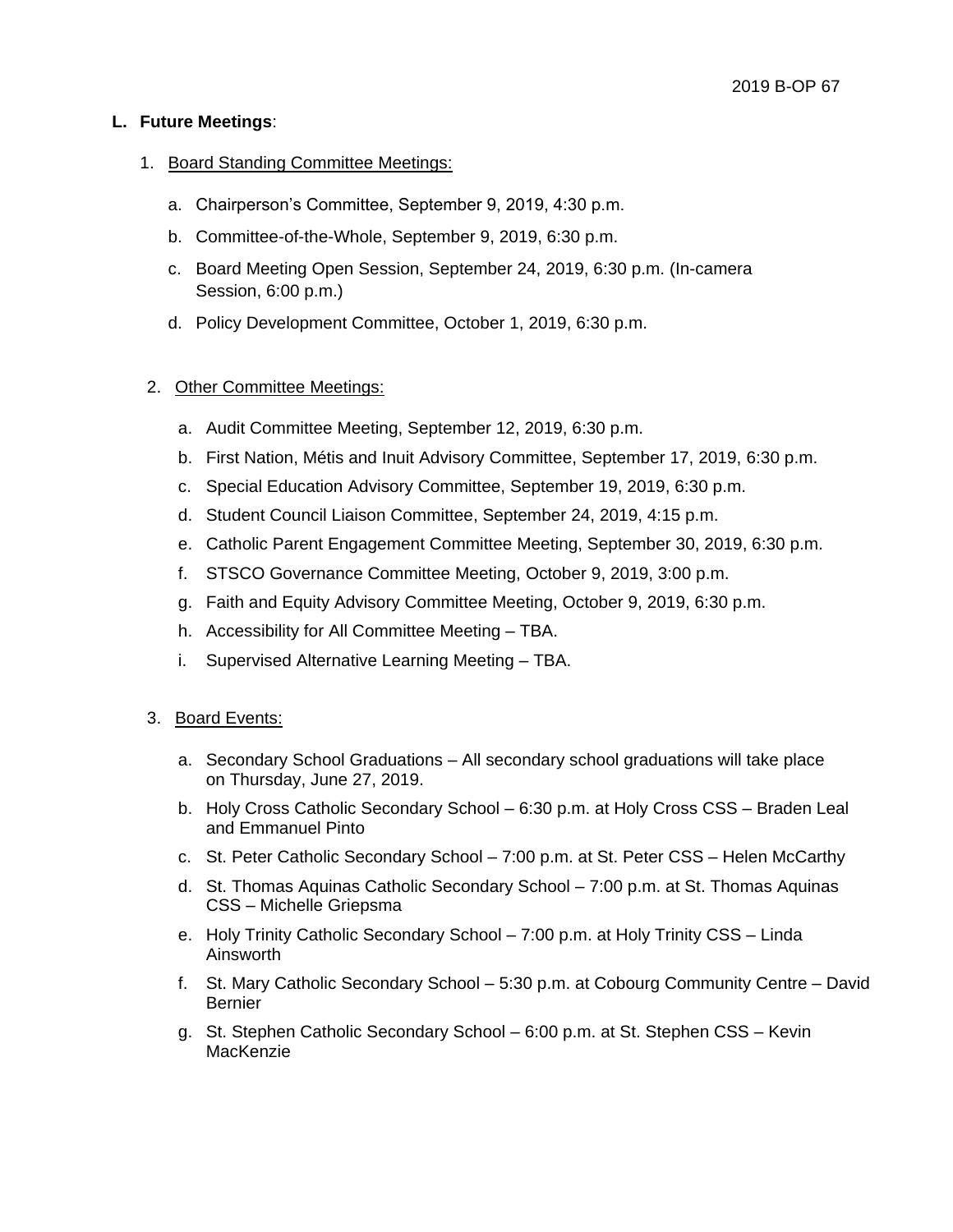**L. Future Meetings**:

1. Board Standing Committee Meetings:

   a. Chairperson's Committee, September 9, 2019, 4:30 p.m.

   b. Committee-of-the-Whole, September 9, 2019, 6:30 p.m.

   c. Board Meeting Open Session, September 24, 2019, 6:30 p.m. (In-camera Session, 6:00 p.m.)

   d. Policy Development Committee, October 1, 2019, 6:30 p.m.

2. Other Committee Meetings:

   a. Audit Committee Meeting, September 12, 2019, 6:30 p.m.

   b. First Nation, Métis and Inuit Advisory Committee, September 17, 2019, 6:30 p.m.

   c. Special Education Advisory Committee, September 19, 2019, 6:30 p.m.

   d. Student Council Liaison Committee, September 24, 2019, 4:15 p.m.

   e. Catholic Parent Engagement Committee Meeting, September 30, 2019, 6:30 p.m.

   f. STSCO Governance Committee Meeting, October 9, 2019, 3:00 p.m.

   g. Faith and Equity Advisory Committee Meeting, October 9, 2019, 6:30 p.m.

   h. Accessibility for All Committee Meeting – TBA.

   i. Supervised Alternative Learning Meeting – TBA.

3. Board Events:

   a. Secondary School Graduations – All secondary school graduations will take place on Thursday, June 27, 2019.

   b. Holy Cross Catholic Secondary School – 6:30 p.m. at Holy Cross CSS – Braden Leal and Emmanuel Pinto

   c. St. Peter Catholic Secondary School – 7:00 p.m. at St. Peter CSS – Helen McCarthy

   d. St. Thomas Aquinas Catholic Secondary School – 7:00 p.m. at St. Thomas Aquinas CSS – Michelle Griepsma

   e. Holy Trinity Catholic Secondary School – 7:00 p.m. at Holy Trinity CSS – Linda Ainsworth

   f. St. Mary Catholic Secondary School – 5:30 p.m. at Cobourg Community Centre – David Bernier

   g. St. Stephen Catholic Secondary School – 6:00 p.m. at St. Stephen CSS – Kevin MacKenzie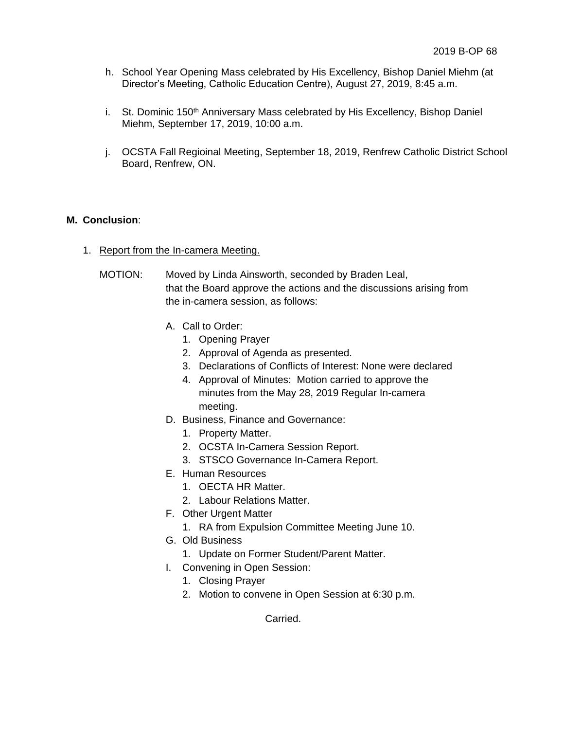h. School Year Opening Mass celebrated by His Excellency, Bishop Daniel Miehm (at Director's Meeting, Catholic Education Centre), August 27, 2019, 8:45 a.m.

i. St. Dominic 150th Anniversary Mass celebrated by His Excellency, Bishop Daniel Miehm, September 17, 2019, 10:00 a.m.

j. OCSTA Fall Regioinal Meeting, September 18, 2019, Renfrew Catholic District School Board, Renfrew, ON.

**M. Conclusion**:

1. Report from the In-camera Meeting.

MOTION: Moved by Linda Ainsworth, seconded by Braden Leal, that the Board approve the actions and the discussions arising from the in-camera session, as follows:

A. Call to Order:
   1. Opening Prayer
   2. Approval of Agenda as presented.
   3. Declarations of Conflicts of Interest: None were declared
   4. Approval of Minutes: Motion carried to approve the minutes from the May 28, 2019 Regular In-camera meeting.

D. Business, Finance and Governance:
   1. Property Matter.
   2. OCSTA In-Camera Session Report.
   3. STSCO Governance In-Camera Report.

E. Human Resources
   1. OECTA HR Matter.
   2. Labour Relations Matter.

F. Other Urgent Matter
   1. RA from Expulsion Committee Meeting June 10.

G. Old Business
   1. Update on Former Student/Parent Matter.

I. Convening in Open Session:
   1. Closing Prayer
   2. Motion to convene in Open Session at 6:30 p.m.

Carried.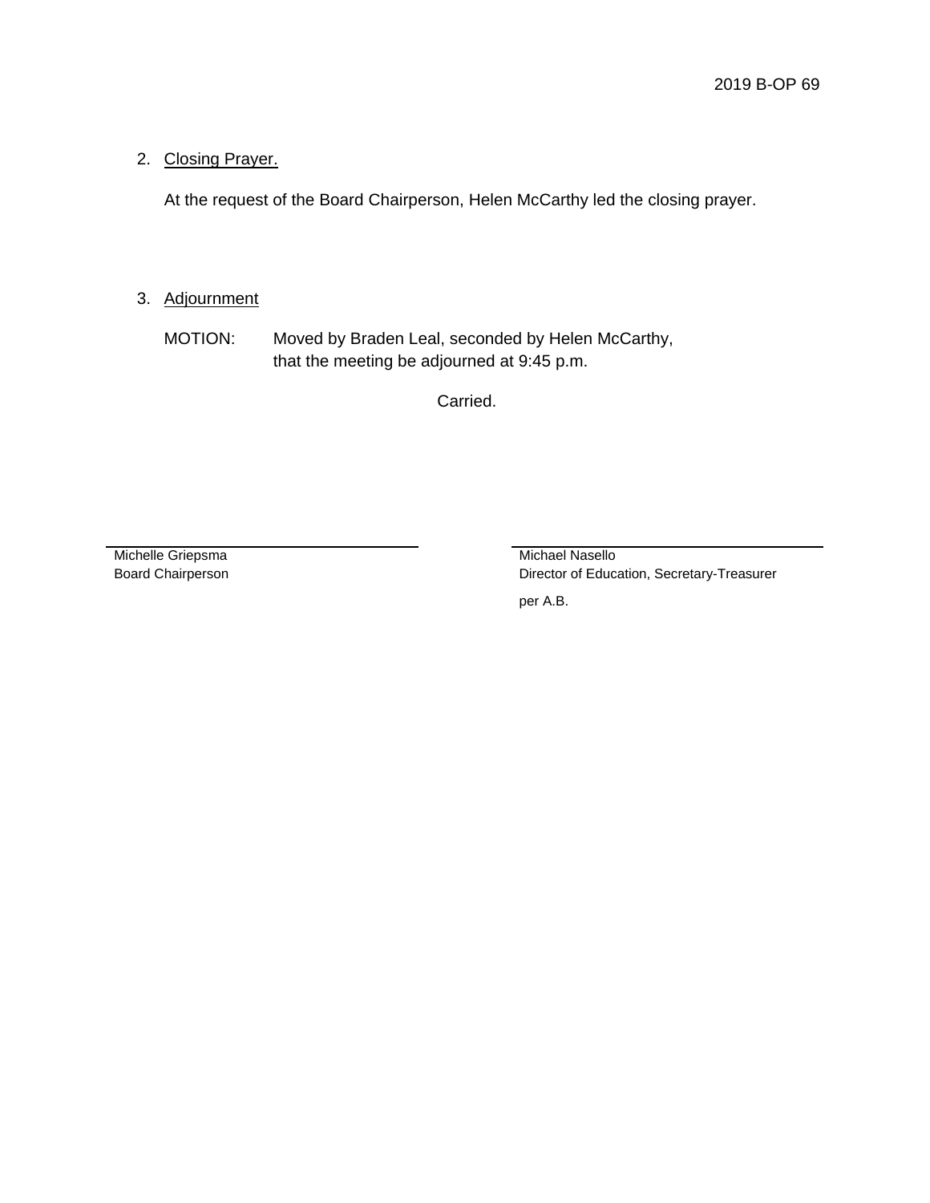2. Closing Prayer.

At the request of the Board Chairperson, Helen McCarthy led the closing prayer.

3. Adjournment

MOTION: Moved by Braden Leal, seconded by Helen McCarthy, that the meeting be adjourned at 9:45 p.m.

Carried.

Michelle Griepsma
Board Chairperson

Michael Nasello
Director of Education, Secretary-Treasurer

per A.B.